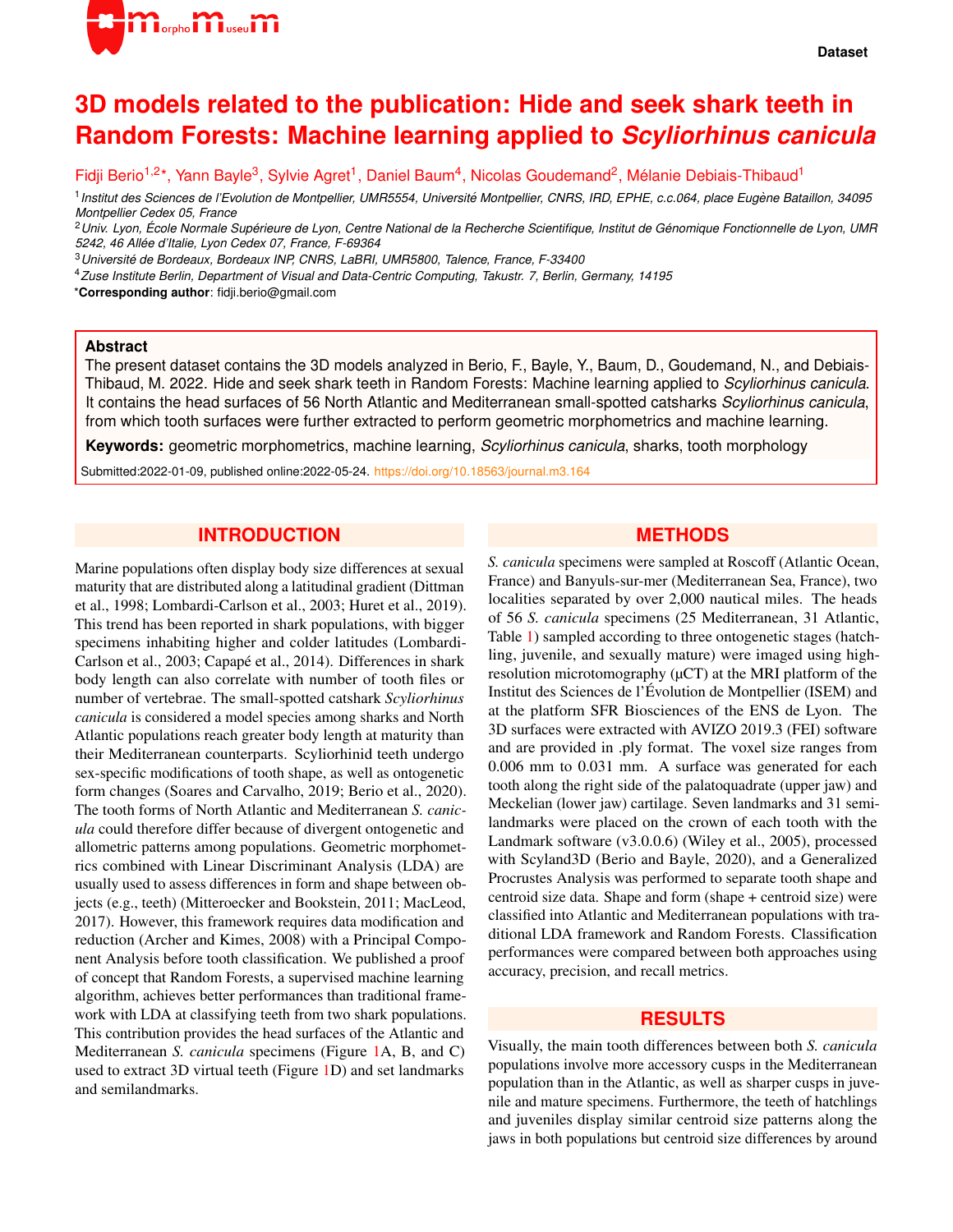Dataset

# 3D models related to the publication: Hide and seek shark teeth in Random Forests: Machine learning applied to *Scyliorhinus canicula*

Fidji Berio[1,2]*, Yann Bayle[3], Sylvie Agret[1], Daniel Baum[4], Nicolas Goudemand[2], Mélanie Debiais-Thibaud[1]

[1] *Institut des Sciences de l'Evolution de Montpellier, UMR5554, Université Montpellier, CNRS, IRD, EPHE, c.c.064, place Eugène Bataillon, 34095 Montpellier Cedex 05, France*

[2] *Univ. Lyon, École Normale Supérieure de Lyon, Centre National de la Recherche Scientifique, Institut de Génomique Fonctionnelle de Lyon, UMR 5242, 46 Allée d'Italie, Lyon Cedex 07, France, F-69364*

[3] *Université de Bordeaux, Bordeaux INP, CNRS, LaBRI, UMR5800, Talence, France, F-33400*

[4] *Zuse Institute Berlin, Department of Visual and Data-Centric Computing, Takustr. 7, Berlin, Germany, 14195*

***Corresponding author**: fidji.berio@gmail.com

## Abstract

The present dataset contains the 3D models analyzed in Berio, F., Bayle, Y., Baum, D., Goudemand, N., and Debiais-Thibaud, M. 2022. Hide and seek shark teeth in Random Forests: Machine learning applied to *Scyliorhinus canicula*. It contains the head surfaces of 56 North Atlantic and Mediterranean small-spotted catsharks *Scyliorhinus canicula*, from which tooth surfaces were further extracted to perform geometric morphometrics and machine learning.

**Keywords:** geometric morphometrics, machine learning, *Scyliorhinus canicula*, sharks, tooth morphology

Submitted:2022-01-09, published online:2022-05-24. https://doi.org/10.18563/journal.m3.164

## INTRODUCTION

Marine populations often display body size differences at sexual maturity that are distributed along a latitudinal gradient (Dittman et al., 1998; Lombardi-Carlson et al., 2003; Huret et al., 2019). This trend has been reported in shark populations, with bigger specimens inhabiting higher and colder latitudes (Lombardi-Carlson et al., 2003; Capapé et al., 2014). Differences in shark body length can also correlate with number of tooth files or number of vertebrae. The small-spotted catshark *Scyliorhinus canicula* is considered a model species among sharks and North Atlantic populations reach greater body length at maturity than their Mediterranean counterparts. Scyliorhinid teeth undergo sex-specific modifications of tooth shape, as well as ontogenetic form changes (Soares and Carvalho, 2019; Berio et al., 2020). The tooth forms of North Atlantic and Mediterranean *S. canicula* could therefore differ because of divergent ontogenetic and allometric patterns among populations. Geometric morphometrics combined with Linear Discriminant Analysis (LDA) are usually used to assess differences in form and shape between objects (e.g., teeth) (Mitteroecker and Bookstein, 2011; MacLeod, 2017). However, this framework requires data modification and reduction (Archer and Kimes, 2008) with a Principal Component Analysis before tooth classification. We published a proof of concept that Random Forests, a supervised machine learning algorithm, achieves better performances than traditional framework with LDA at classifying teeth from two shark populations. This contribution provides the head surfaces of the Atlantic and Mediterranean *S. canicula* specimens (Figure 1A, B, and C) used to extract 3D virtual teeth (Figure 1D) and set landmarks and semilandmarks.

## METHODS

*S. canicula* specimens were sampled at Roscoff (Atlantic Ocean, France) and Banyuls-sur-mer (Mediterranean Sea, France), two localities separated by over 2,000 nautical miles. The heads of 56 *S. canicula* specimens (25 Mediterranean, 31 Atlantic, Table 1) sampled according to three ontogenetic stages (hatchling, juvenile, and sexually mature) were imaged using high-resolution microtomography (µCT) at the MRI platform of the Institut des Sciences de l'Évolution de Montpellier (ISEM) and at the platform SFR Biosciences of the ENS de Lyon. The 3D surfaces were extracted with AVIZO 2019.3 (FEI) software and are provided in .ply format. The voxel size ranges from 0.006 mm to 0.031 mm. A surface was generated for each tooth along the right side of the palatoquadrate (upper jaw) and Meckelian (lower jaw) cartilage. Seven landmarks and 31 semi-landmarks were placed on the crown of each tooth with the Landmark software (v3.0.0.6) (Wiley et al., 2005), processed with Scyland3D (Berio and Bayle, 2020), and a Generalized Procrustes Analysis was performed to separate tooth shape and centroid size data. Shape and form (shape + centroid size) were classified into Atlantic and Mediterranean populations with traditional LDA framework and Random Forests. Classification performances were compared between both approaches using accuracy, precision, and recall metrics.

## RESULTS

Visually, the main tooth differences between both *S. canicula* populations involve more accessory cusps in the Mediterranean population than in the Atlantic, as well as sharper cusps in juvenile and mature specimens. Furthermore, the teeth of hatchlings and juveniles display similar centroid size patterns along the jaws in both populations but centroid size differences by around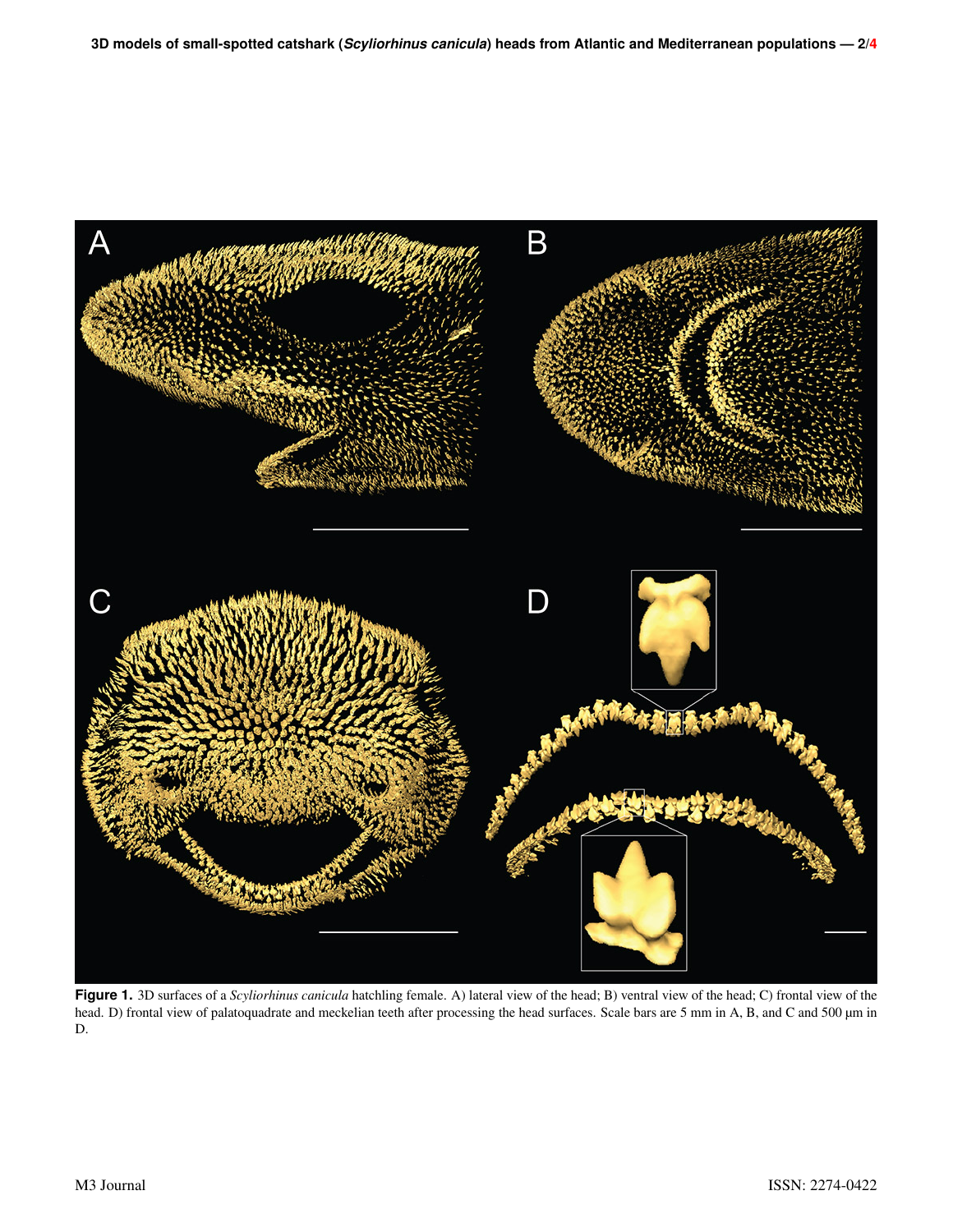**Figure 1.** 3D surfaces of a *Scyliorhinus canicula* hatchling female. A) lateral view of the head; B) ventral view of the head; C) frontal view of the head. D) frontal view of palatoquadrate and meckelian teeth after processing the head surfaces. Scale bars are 5 mm in A, B, and C and 500 µm in D.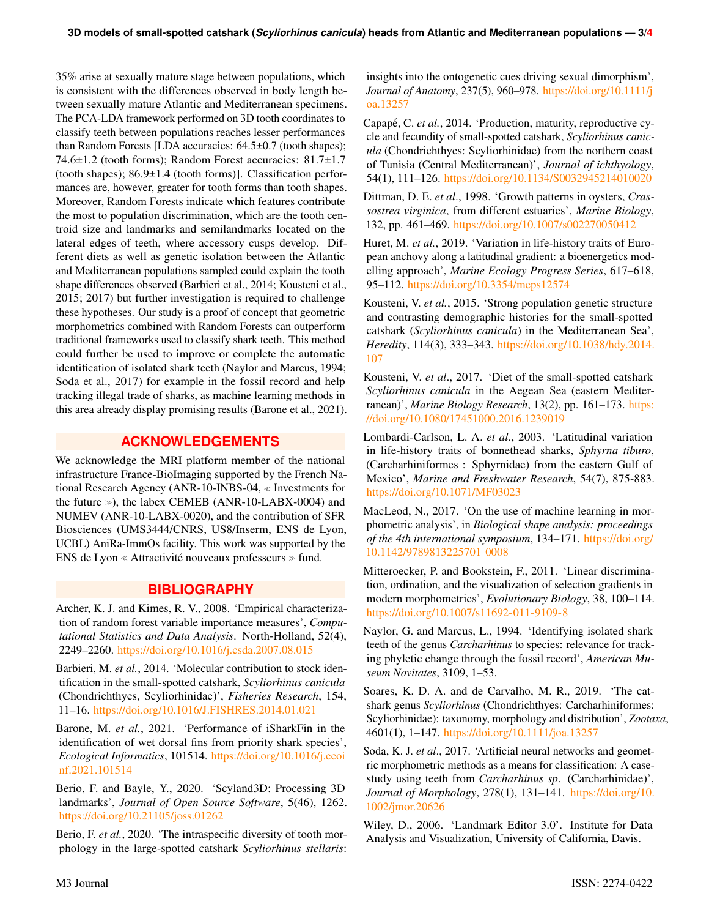35% arise at sexually mature stage between populations, which is consistent with the differences observed in body length between sexually mature Atlantic and Mediterranean specimens. The PCA-LDA framework performed on 3D tooth coordinates to classify teeth between populations reaches lesser performances than Random Forests [LDA accuracies: 64.5±0.7 (tooth shapes); 74.6±1.2 (tooth forms); Random Forest accuracies: 81.7±1.7 (tooth shapes); 86.9±1.4 (tooth forms)]. Classification performances are, however, greater for tooth forms than tooth shapes. Moreover, Random Forests indicate which features contribute the most to population discrimination, which are the tooth centroid size and landmarks and semilandmarks located on the lateral edges of teeth, where accessory cusps develop. Different diets as well as genetic isolation between the Atlantic and Mediterranean populations sampled could explain the tooth shape differences observed (Barbieri et al., 2014; Kousteni et al., 2015; 2017) but further investigation is required to challenge these hypotheses. Our study is a proof of concept that geometric morphometrics combined with Random Forests can outperform traditional frameworks used to classify shark teeth. This method could further be used to improve or complete the automatic identification of isolated shark teeth (Naylor and Marcus, 1994; Soda et al., 2017) for example in the fossil record and help tracking illegal trade of sharks, as machine learning methods in this area already display promising results (Barone et al., 2021).

## ACKNOWLEDGEMENTS

We acknowledge the MRI platform member of the national infrastructure France-BioImaging supported by the French National Research Agency (ANR-10-INBS-04, « Investments for the future »), the labex CEMEB (ANR-10-LABX-0004) and NUMEV (ANR-10-LABX-0020), and the contribution of SFR Biosciences (UMS3444/CNRS, US8/Inserm, ENS de Lyon, UCBL) AniRa-ImmOs facility. This work was supported by the ENS de Lyon « Attractivité nouveaux professeurs » fund.

## BIBLIOGRAPHY

Archer, K. J. and Kimes, R. V., 2008. 'Empirical characterization of random forest variable importance measures', *Computational Statistics and Data Analysis*. North-Holland, 52(4), 2249–2260. https://doi.org/10.1016/j.csda.2007.08.015

Barbieri, M. *et al.*, 2014. 'Molecular contribution to stock identification in the small-spotted catshark, *Scyliorhinus canicula* (Chondrichthyes, Scyliorhinidae)', *Fisheries Research*, 154, 11–16. https://doi.org/10.1016/J.FISHRES.2014.01.021

Barone, M. *et al.*, 2021. 'Performance of iSharkFin in the identification of wet dorsal fins from priority shark species', *Ecological Informatics*, 101514. https://doi.org/10.1016/j.ecoinf.2021.101514

Berio, F. and Bayle, Y., 2020. 'Scyland3D: Processing 3D landmarks', *Journal of Open Source Software*, 5(46), 1262. https://doi.org/10.21105/joss.01262

Berio, F. *et al.*, 2020. 'The intraspecific diversity of tooth morphology in the large-spotted catshark *Scyliorhinus stellaris*: insights into the ontogenetic cues driving sexual dimorphism', *Journal of Anatomy*, 237(5), 960–978. https://doi.org/10.1111/joa.13257

Capapé, C. *et al.*, 2014. 'Production, maturity, reproductive cycle and fecundity of small-spotted catshark, *Scyliorhinus canicula* (Chondrichthyes: Scyliorhinidae) from the northern coast of Tunisia (Central Mediterranean)', *Journal of ichthyology*, 54(1), 111–126. https://doi.org/10.1134/S0032945214010020

Dittman, D. E. *et al.*, 1998. 'Growth patterns in oysters, *Crassostrea virginica*, from different estuaries', *Marine Biology*, 132, pp. 461–469. https://doi.org/10.1007/s002270050412

Huret, M. *et al.*, 2019. 'Variation in life-history traits of European anchovy along a latitudinal gradient: a bioenergetics modelling approach', *Marine Ecology Progress Series*, 617–618, 95–112. https://doi.org/10.3354/meps12574

Kousteni, V. *et al.*, 2015. 'Strong population genetic structure and contrasting demographic histories for the small-spotted catshark (*Scyliorhinus canicula*) in the Mediterranean Sea', *Heredity*, 114(3), 333–343. https://doi.org/10.1038/hdy.2014.107

Kousteni, V. *et al*., 2017. 'Diet of the small-spotted catshark *Scyliorhinus canicula* in the Aegean Sea (eastern Mediterranean)', *Marine Biology Research*, 13(2), pp. 161–173. https://doi.org/10.1080/17451000.2016.1239019

Lombardi-Carlson, L. A. *et al.*, 2003. 'Latitudinal variation in life-history traits of bonnethead sharks, *Sphyrna tiburo*, (Carcharhiniformes : Sphyrnidae) from the eastern Gulf of Mexico', *Marine and Freshwater Research*, 54(7), 875-883. https://doi.org/10.1071/MF03023

MacLeod, N., 2017. 'On the use of machine learning in morphometric analysis', in *Biological shape analysis: proceedings of the 4th international symposium*, 134–171. https://doi.org/10.1142/9789813225701_0008

Mitteroecker, P. and Bookstein, F., 2011. 'Linear discrimination, ordination, and the visualization of selection gradients in modern morphometrics', *Evolutionary Biology*, 38, 100–114. https://doi.org/10.1007/s11692-011-9109-8

Naylor, G. and Marcus, L., 1994. 'Identifying isolated shark teeth of the genus *Carcharhinus* to species: relevance for tracking phyletic change through the fossil record', *American Museum Novitates*, 3109, 1–53.

Soares, K. D. A. and de Carvalho, M. R., 2019. 'The catshark genus *Scyliorhinus* (Chondrichthyes: Carcharhiniformes: Scyliorhinidae): taxonomy, morphology and distribution', *Zootaxa*, 4601(1), 1–147. https://doi.org/10.1111/joa.13257

Soda, K. J. *et al*., 2017. 'Artificial neural networks and geometric morphometric methods as a means for classification: A case-study using teeth from *Carcharhinus sp.* (Carcharhinidae)', *Journal of Morphology*, 278(1), 131–141. https://doi.org/10.1002/jmor.20626

Wiley, D., 2006. 'Landmark Editor 3.0'. Institute for Data Analysis and Visualization, University of California, Davis.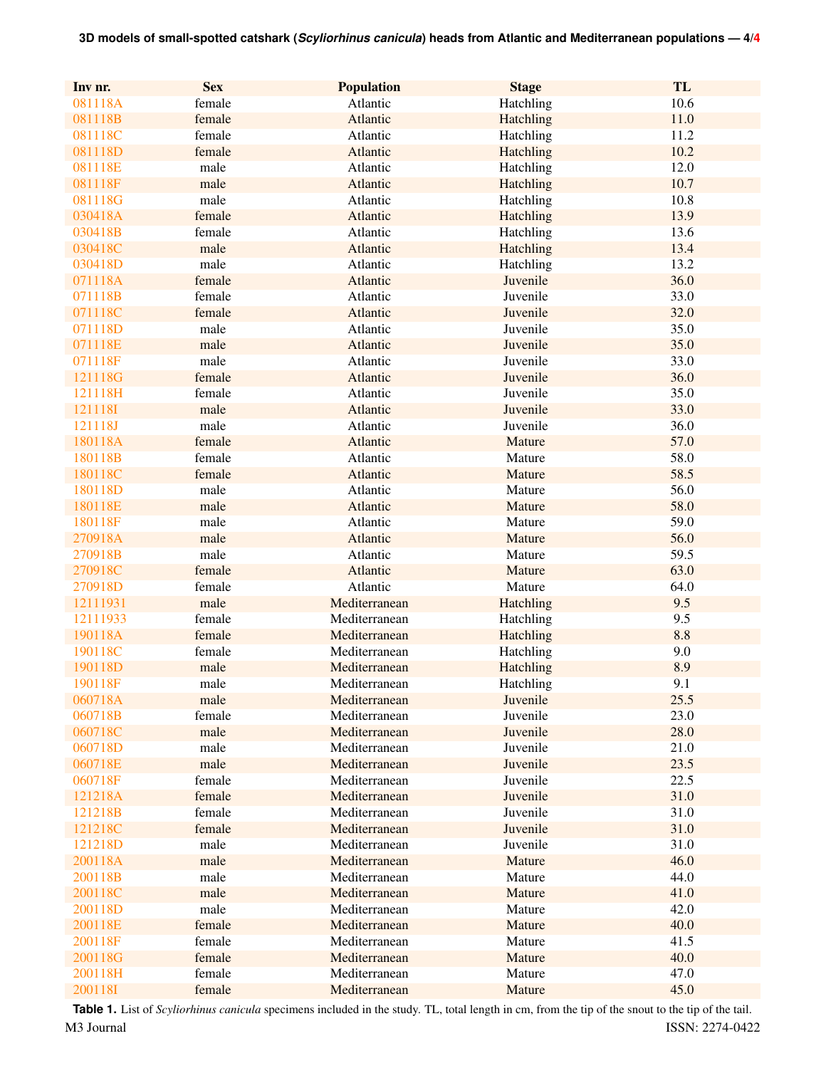| Inv nr. | Sex | Population | Stage | TL |
|---|---|---|---|---|
| 081118A | female | Atlantic | Hatchling | 10.6 |
| 081118B | female | Atlantic | Hatchling | 11.0 |
| 081118C | female | Atlantic | Hatchling | 11.2 |
| 081118D | female | Atlantic | Hatchling | 10.2 |
| 081118E | male | Atlantic | Hatchling | 12.0 |
| 081118F | male | Atlantic | Hatchling | 10.7 |
| 081118G | male | Atlantic | Hatchling | 10.8 |
| 030418A | female | Atlantic | Hatchling | 13.9 |
| 030418B | female | Atlantic | Hatchling | 13.6 |
| 030418C | male | Atlantic | Hatchling | 13.4 |
| 030418D | male | Atlantic | Hatchling | 13.2 |
| 071118A | female | Atlantic | Juvenile | 36.0 |
| 071118B | female | Atlantic | Juvenile | 33.0 |
| 071118C | female | Atlantic | Juvenile | 32.0 |
| 071118D | male | Atlantic | Juvenile | 35.0 |
| 071118E | male | Atlantic | Juvenile | 35.0 |
| 071118F | male | Atlantic | Juvenile | 33.0 |
| 121118G | female | Atlantic | Juvenile | 36.0 |
| 121118H | female | Atlantic | Juvenile | 35.0 |
| 121118I | male | Atlantic | Juvenile | 33.0 |
| 121118J | male | Atlantic | Juvenile | 36.0 |
| 180118A | female | Atlantic | Mature | 57.0 |
| 180118B | female | Atlantic | Mature | 58.0 |
| 180118C | female | Atlantic | Mature | 58.5 |
| 180118D | male | Atlantic | Mature | 56.0 |
| 180118E | male | Atlantic | Mature | 58.0 |
| 180118F | male | Atlantic | Mature | 59.0 |
| 270918A | male | Atlantic | Mature | 56.0 |
| 270918B | male | Atlantic | Mature | 59.5 |
| 270918C | female | Atlantic | Mature | 63.0 |
| 270918D | female | Atlantic | Mature | 64.0 |
| 12111931 | male | Mediterranean | Hatchling | 9.5 |
| 12111933 | female | Mediterranean | Hatchling | 9.5 |
| 190118A | female | Mediterranean | Hatchling | 8.8 |
| 190118C | female | Mediterranean | Hatchling | 9.0 |
| 190118D | male | Mediterranean | Hatchling | 8.9 |
| 190118F | male | Mediterranean | Hatchling | 9.1 |
| 060718A | male | Mediterranean | Juvenile | 25.5 |
| 060718B | female | Mediterranean | Juvenile | 23.0 |
| 060718C | male | Mediterranean | Juvenile | 28.0 |
| 060718D | male | Mediterranean | Juvenile | 21.0 |
| 060718E | male | Mediterranean | Juvenile | 23.5 |
| 060718F | female | Mediterranean | Juvenile | 22.5 |
| 121218A | female | Mediterranean | Juvenile | 31.0 |
| 121218B | female | Mediterranean | Juvenile | 31.0 |
| 121218C | female | Mediterranean | Juvenile | 31.0 |
| 121218D | male | Mediterranean | Juvenile | 31.0 |
| 200118A | male | Mediterranean | Mature | 46.0 |
| 200118B | male | Mediterranean | Mature | 44.0 |
| 200118C | male | Mediterranean | Mature | 41.0 |
| 200118D | male | Mediterranean | Mature | 42.0 |
| 200118E | female | Mediterranean | Mature | 40.0 |
| 200118F | female | Mediterranean | Mature | 41.5 |
| 200118G | female | Mediterranean | Mature | 40.0 |
| 200118H | female | Mediterranean | Mature | 47.0 |
| 200118I | female | Mediterranean | Mature | 45.0 |

**Table 1.** List of *Scyliorhinus canicula* specimens included in the study. TL, total length in cm, from the tip of the snout to the tip of the tail.